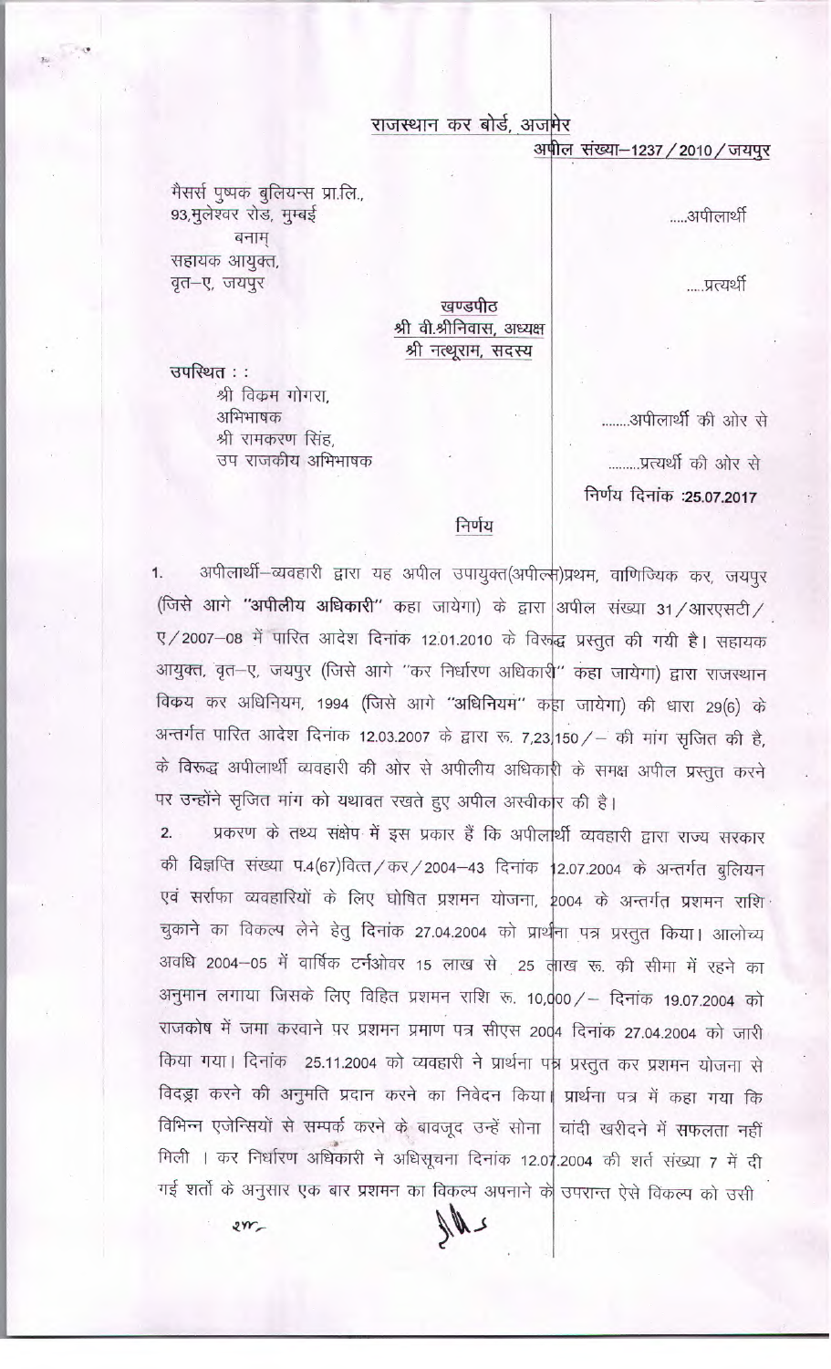**राजस्थान कर बोर्ड, अजमेर**

**अपील संख्या–1237/2010/जयपुर**

मैसर्स पुष्पक बुलियन्स प्रा.लि.,
93,मुलेश्वर रोड, मुम्बई .....अपीलार्थी

बनाम्

सहायक आयुक्त,
वृत–ए, जयपुर .....प्रत्यर्थी

**खण्डपीठ**
**श्री वी.श्रीनिवास, अध्यक्ष**
**श्री नत्थूराम, सदस्य**

**उपस्थित : :**

श्री विक्रम गोगरा,
अभिभाषक ........अपीलार्थी की ओर से

श्री रामकरण सिंह,
उप राजकीय अभिभाषक .........प्रत्यर्थी की ओर से

**निर्णय दिनांक :25.07.2017**

## निर्णय

1. अपीलार्थी–व्यवहारी द्वारा यह अपील उपायुक्त(अपील्स)प्रथम, वाणिज्यिक कर, जयपुर (जिसे आगे **"अपीलीय अधिकारी"** कहा जायेगा) के द्वारा अपील संख्या 31/आरएसटी/ए/2007–08 में पारित आदेश दिनांक 12.01.2010 के विरूद्ध प्रस्तुत की गयी है। सहायक आयुक्त, वृत–ए, जयपुर (जिसे आगे "कर निर्धारण अधिकारी" कहा जायेगा) द्वारा राजस्थान विक्रय कर अधिनियम, 1994 (जिसे आगे **"अधिनियम"** कहा जायेगा) की धारा 29(6) के अन्तर्गत पारित आदेश दिनांक 12.03.2007 के द्वारा रू. 7,23,150/– की मांग सृजित की है, के विरूद्ध अपीलार्थी व्यवहारी की ओर से अपीलीय अधिकारी के समक्ष अपील प्रस्तुत करने पर उन्होंने सृजित मांग को यथावत रखते हुए अपील अस्वीकार की है।

2. प्रकरण के तथ्य संक्षेप में इस प्रकार हैं कि अपीलार्थी व्यवहारी द्वारा राज्य सरकार की विज्ञप्ति संख्या प.4(67)वित्त/कर/2004–43 दिनांक 12.07.2004 के अन्तर्गत बुलियन एवं सर्राफा व्यवहारियों के लिए घोषित प्रशमन योजना, 2004 के अन्तर्गत प्रशमन राशि चुकाने का विकल्प लेने हेतु दिनांक 27.04.2004 को प्रार्थना पत्र प्रस्तुत किया। आलोच्य अवधि 2004–05 में वार्षिक टर्नओवर 15 लाख से 25 लाख रू. की सीमा में रहने का अनुमान लगाया जिसके लिए विहित प्रशमन राशि रू. 10,000/– दिनांक 19.07.2004 को राजकोष में जमा करवाने पर प्रशमन प्रमाण पत्र सीएस 2004 दिनांक 27.04.2004 को जारी किया गया। दिनांक 25.11.2004 को व्यवहारी ने प्रार्थना पत्र प्रस्तुत कर प्रशमन योजना से विदड्रा करने की अनुमति प्रदान करने का निवेदन किया। प्रार्थना पत्र में कहा गया कि विभिन्न एजेन्सियों से सम्पर्क करने के बावजूद उन्हें सोना चांदी खरीदने में सफलता नहीं मिली । कर निर्धारण अधिकारी ने अधिसूचना दिनांक 12.07.2004 की शर्त संख्या 7 में दी गई शर्तो के अनुसार एक बार प्रशमन का विकल्प अपनाने के उपरान्त ऐसे विकल्प को उसी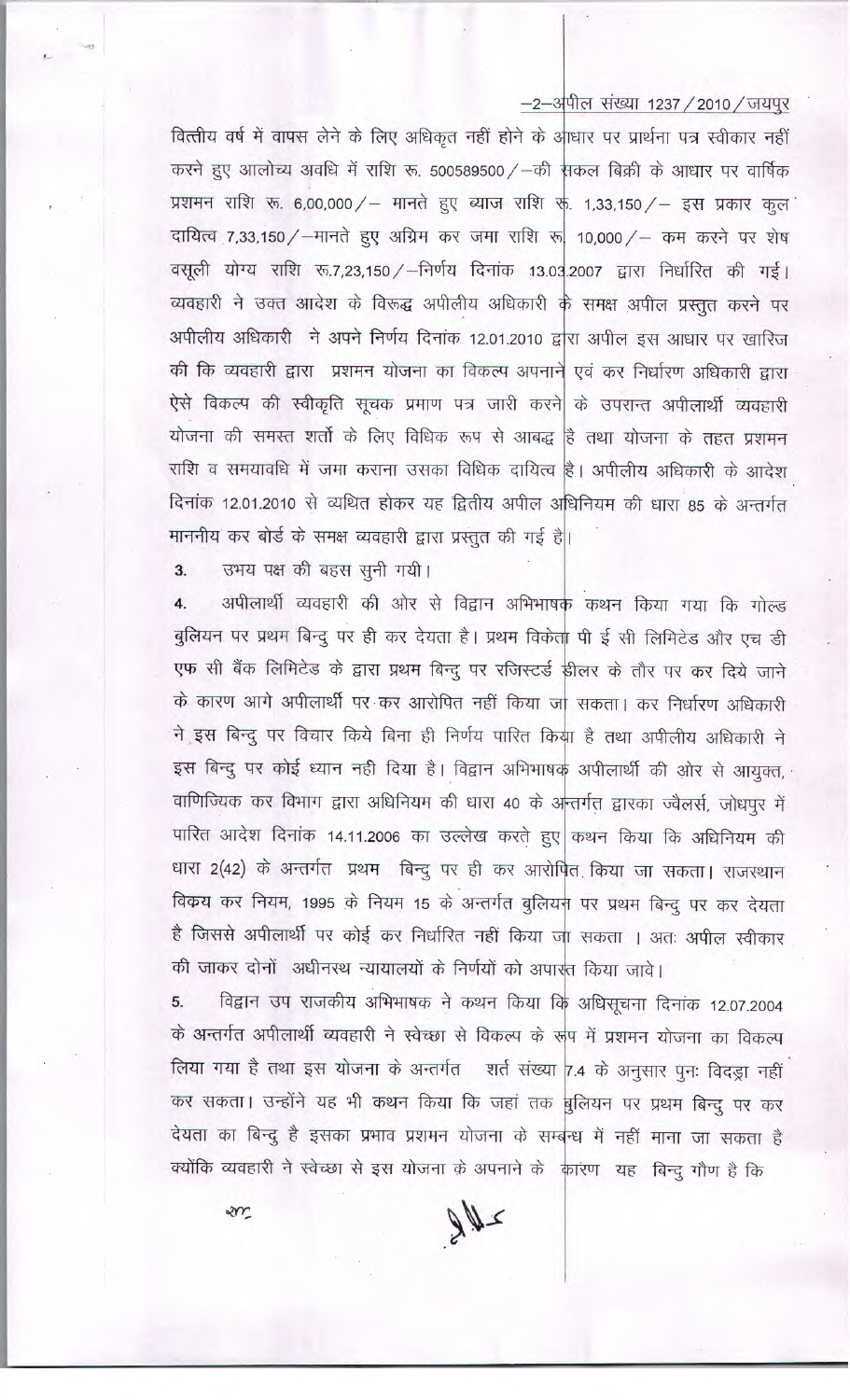वित्तीय वर्ष में वापस लेने के लिए अधिकृत नहीं होने के आधार पर प्रार्थना पत्र स्वीकार नहीं करने हुए आलोच्य अवधि में राशि रू. 500589500/—की सकल बिक्री के आधार पर वार्षिक प्रशमन राशि रू. 6,00,000/— मानते हुए ब्याज राशि रू. 1,33,150/— इस प्रकार कुल दायित्व 7,33,150/—मानते हुए अग्रिम कर जमा राशि रू. 10,000/— कम करने पर शेष वसूली योग्य राशि रू.7,23,150/—निर्णय दिनांक 13.03.2007 द्वारा निर्धारित की गई। व्यवहारी ने उक्त आदेश के विरूद्ध अपीलीय अधिकारी के समक्ष अपील प्रस्तुत करने पर अपीलीय अधिकारी ने अपने निर्णय दिनांक 12.01.2010 द्वारा अपील इस आधार पर खारिज की कि व्यवहारी द्वारा प्रशमन योजना का विकल्प अपनाने एवं कर निर्धारण अधिकारी द्वारा ऐसे विकल्प की स्वीकृति सूचक प्रमाण पत्र जारी करने के उपरान्त अपीलार्थी व्यवहारी योजना की समस्त शर्तो के लिए विधिक रूप से आबद्ध है तथा योजना के तहत प्रशमन राशि व समयावधि में जमा कराना उसका विधिक दायित्व है। अपीलीय अधिकारी के आदेश दिनांक 12.01.2010 से व्यथित होकर यह द्वितीय अपील अधिनियम की धारा 85 के अन्तर्गत माननीय कर बोर्ड के समक्ष व्यवहारी द्वारा प्रस्तुत की गई है।

3. उभय पक्ष की बहस सुनी गयी।

4. अपीलार्थी व्यवहारी की ओर से विद्वान अभिभाषक कथन किया गया कि गोल्ड बुलियन पर प्रथम बिन्दु पर ही कर देयता है। प्रथम विकेता पी ई सी लिमिटेड और एच डी एफ सी बैंक लिमिटेड के द्वारा प्रथम बिन्दु पर रजिस्टर्ड डीलर के तौर पर कर दिये जाने के कारण आगे अपीलार्थी पर कर आरोपित नहीं किया जा सकता। कर निर्धारण अधिकारी ने इस बिन्दु पर विचार किये बिना ही निर्णय पारित किया है तथा अपीलीय अधिकारी ने इस बिन्दु पर कोई ध्यान नही दिया है। विद्वान अभिभाषक अपीलार्थी की ओर से आयुक्त, वाणिज्यिक कर विभाग द्वारा अधिनियम की धारा 40 के अन्तर्गत द्वारका ज्वैलर्स, जोधपुर में पारित आदेश दिनांक 14.11.2006 का उल्लेख करते हुए कथन किया कि अधिनियम की धारा 2(42) के अन्तर्गत प्रथम बिन्दु पर ही कर आरोपित किया जा सकता। राजस्थान विक्रय कर नियम, 1995 के नियम 15 के अन्तर्गत बुलियन पर प्रथम बिन्दु पर कर देयता है जिससे अपीलार्थी पर कोई कर निर्धारित नहीं किया जा सकता । अतः अपील स्वीकार की जाकर दोनों अधीनस्थ न्यायालयों के निर्णयों को अपास्त किया जावे।

5. विद्वान उप राजकीय अभिभाषक ने कथन किया कि अधिसूचना दिनांक 12.07.2004 के अन्तर्गत अपीलार्थी व्यवहारी ने स्वेच्छा से विकल्प के रूप में प्रशमन योजना का विकल्प लिया गया है तथा इस योजना के अन्तर्गत शर्त संख्या 7.4 के अनुसार पुनः विदड्रा नहीं कर सकता। उन्होंने यह भी कथन किया कि जहां तक बुलियन पर प्रथम बिन्दु पर कर देयता का बिन्दु है इसका प्रभाव प्रशमन योजना के सम्बन्ध में नहीं माना जा सकता है क्योंकि व्यवहारी ने स्वेच्छा से इस योजना के अपनाने के कारण यह बिन्दु गौण है कि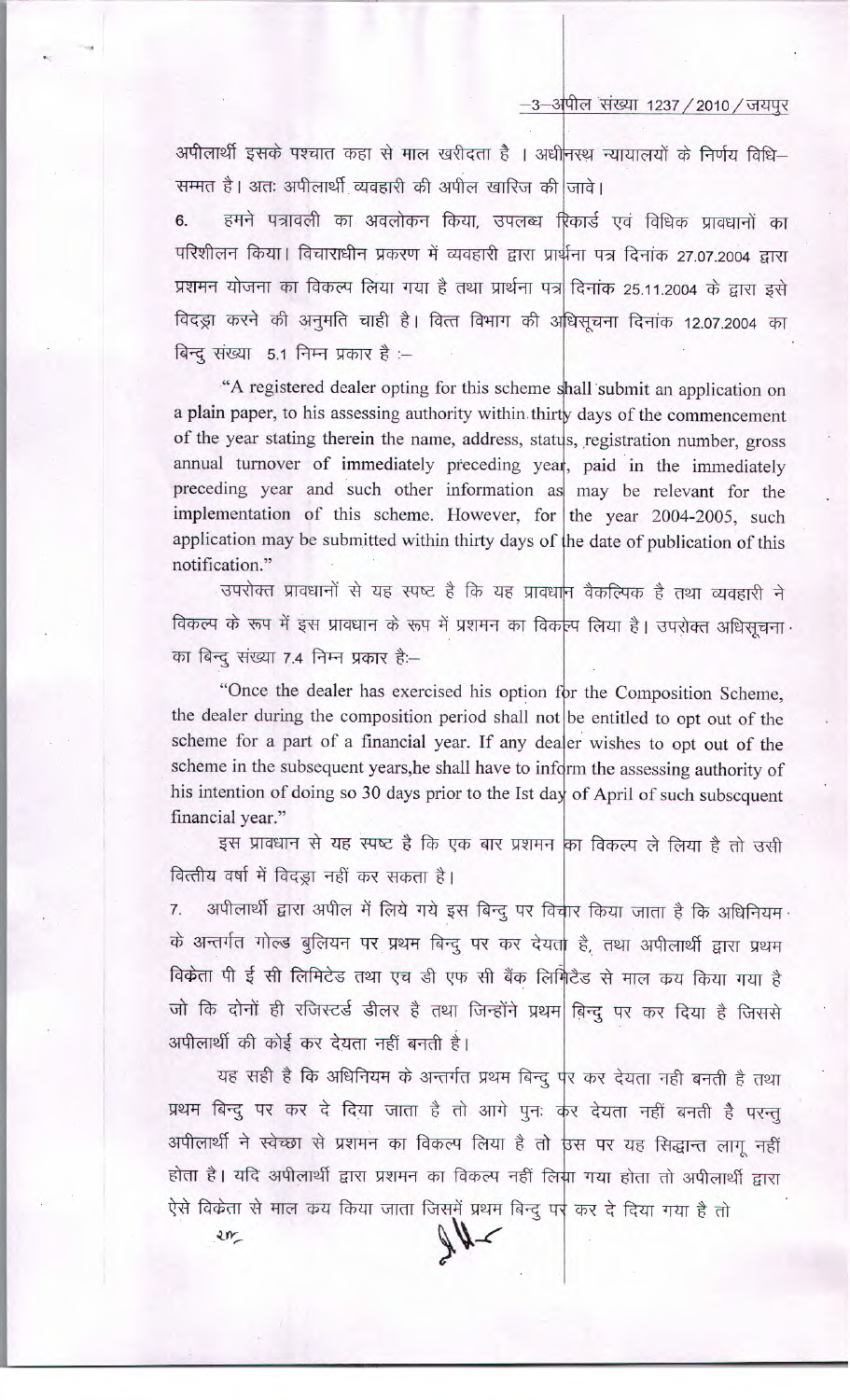अपीलार्थी इसके पश्चात कहा से माल खरीदता है । अधीनस्थ न्यायालयों के निर्णय विधि–सम्मत है। अतः अपीलार्थी व्यवहारी की अपील खारिज की जावे।

6. हमने पत्रावली का अवलोकन किया, उपलब्ध रिकार्ड एवं विधिक प्रावधानों का परिशीलन किया। विचाराधीन प्रकरण में व्यवहारी द्वारा प्रार्थना पत्र दिनांक 27.07.2004 द्वारा प्रशमन योजना का विकल्प लिया गया है तथा प्रार्थना पत्र दिनांक 25.11.2004 के द्वारा इसे विदड्रा करने की अनुमति चाही है। वित्त विभाग की अधिसूचना दिनांक 12.07.2004 का बिन्दु संख्या 5.1 निम्न प्रकार है :–

"A registered dealer opting for this scheme shall submit an application on a plain paper, to his assessing authority within thirty days of the commencement of the year stating therein the name, address, status, registration number, gross annual turnover of immediately preceding year, paid in the immediately preceding year and such other information as may be relevant for the implementation of this scheme. However, for the year 2004-2005, such application may be submitted within thirty days of the date of publication of this notification."

उपरोक्त प्रावधानों से यह स्पष्ट है कि यह प्रावधान वैकल्पिक है तथा व्यवहारी ने विकल्प के रूप में इस प्रावधान के रूप में प्रशमन का विकल्प लिया है। उपरोक्त अधिसूचना का बिन्दु संख्या 7.4 निम्न प्रकार है:–

"Once the dealer has exercised his option for the Composition Scheme, the dealer during the composition period shall not be entitled to opt out of the scheme for a part of a financial year. If any dealer wishes to opt out of the scheme in the subsequent years,he shall have to inform the assessing authority of his intention of doing so 30 days prior to the Ist day of April of such subsequent financial year."

इस प्रावधान से यह स्पष्ट है कि एक बार प्रशमन का विकल्प ले लिया है तो उसी वित्तीय वर्ष में विदड्रा नहीं कर सकता है।

7. अपीलार्थी द्वारा अपील में लिये गये इस बिन्दु पर विचार किया जाता है कि अधिनियम के अन्तर्गत गोल्ड बुलियन पर प्रथम बिन्दु पर कर देयता है, तथा अपीलार्थी द्वारा प्रथम विक्रेता पी ई सी लिमिटेड तथा एच डी एफ सी बैंक लिमिटेड से माल क्रय किया गया है जो कि दोनों ही रजिस्टर्ड डीलर है तथा जिन्होंने प्रथम बिन्दु पर कर दिया है जिससे अपीलार्थी की कोई कर देयता नहीं बनती है।

यह सही है कि अधिनियम के अन्तर्गत प्रथम बिन्दु पर कर देयता नही बनती है तथा प्रथम बिन्दु पर कर दे दिया जाता है तो आगे पुनः कर देयता नहीं बनती है परन्तु अपीलार्थी ने स्वेच्छा से प्रशमन का विकल्प लिया है तो उस पर यह सिद्धान्त लागू नहीं होता है। यदि अपीलार्थी द्वारा प्रशमन का विकल्प नहीं लिया गया होता तो अपीलार्थी द्वारा ऐसे विक्रेता से माल क्रय किया जाता जिसमें प्रथम बिन्दु पर कर दे दिया गया है तो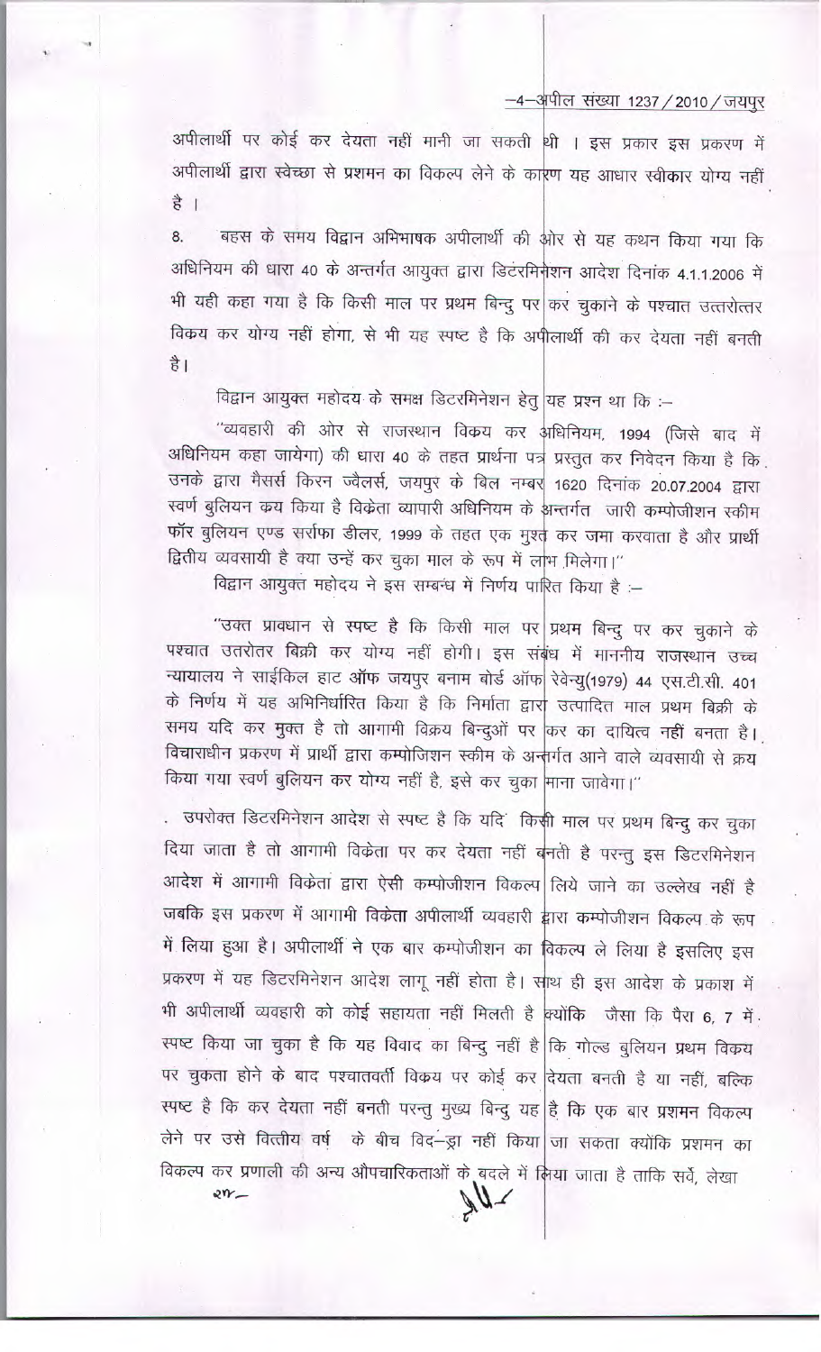अपीलार्थी पर कोई कर देयता नहीं मानी जा सकती थी । इस प्रकार इस प्रकरण में अपीलार्थी द्वारा स्वेच्छा से प्रशमन का विकल्प लेने के कारण यह आधार स्वीकार योग्य नहीं है ।

8. बहस के समय विद्वान अभिभाषक अपीलार्थी की ओर से यह कथन किया गया कि अधिनियम की धारा 40 के अन्तर्गत आयुक्त द्वारा डिटंरमिनेशन आदेश दिनांक 4.1.1.2006 में भी यही कहा गया है कि किसी माल पर प्रथम बिन्दु पर कर चुकाने के पश्चात उत्तरोत्तर विकय कर योग्य नहीं होगा, से भी यह स्पष्ट है कि अपीलार्थी की कर देयता नहीं बनती है।

विद्वान आयुक्त महोदय के समक्ष डिटरमिनेशन हेतु यह प्रश्न था कि :-

"व्यवहारी की ओर से राजस्थान विक्रय कर अधिनियम, 1994 (जिसे बाद में अधिनियम कहा जायेगा) की धारा 40 के तहत प्रार्थना पत्र प्रस्तुत कर निवेदन किया है कि उनके द्वारा मैसर्स किरन ज्वैलर्स, जयपुर के बिल नम्बर 1620 दिनांक 20.07.2004 द्वारा स्वर्ण बुलियन क्रय किया है विक्रेता व्यापारी अधिनियम के अन्तर्गत जारी कम्पोजीशन स्कीम फॉर बुलियन एण्ड सर्राफा डीलर, 1999 के तहत एक मुश्त कर जमा करवाता है और प्रार्थी द्वितीय व्यवसायी है क्या उन्हें कर चुका माल के रूप में लाभ मिलेगा।"

विद्वान आयुक्त महोदय ने इस सम्बंध में निर्णय पारित किया है :-

"उक्त प्रावधान से स्पष्ट है कि किसी माल पर प्रथम बिन्दु पर कर चुकाने के पश्चात उतरोतर बिक्री कर योग्य नहीं होगी। इस संबंध में माननीय राजस्थान उच्च न्यायालय ने साईकिल हाट ऑफ जयपुर बनाम बोर्ड ऑफ रेवेन्यु(1979) 44 एस.टी.सी. 401 के निर्णय में यह अभिनिर्धारित किया है कि निर्माता द्वारा उत्पादित माल प्रथम बिक्री के समय यदि कर मुक्त है तो आगामी विक्रय बिन्दुओं पर कर का दायित्व नहीं बनता है। विचाराधीन प्रकरण में प्रार्थी द्वारा कम्पोजिशन स्कीम के अन्तर्गत आने वाले व्यवसायी से क्रय किया गया स्वर्ण बुलियन कर योग्य नहीं है, इसे कर चुका माना जावेगा।"

. उपरोक्त डिटरमिनेशन आदेश से स्पष्ट है कि यदि किसी माल पर प्रथम बिन्दु कर चुका दिया जाता है तो आगामी विक्रेता पर कर देयता नहीं बनती है परन्तु इस डिटरमिनेशन आदेश में आगामी विक्रेता द्वारा ऐसी कम्पोजीशन विकल्प लिये जाने का उल्लेख नहीं है जबकि इस प्रकरण में आगामी विक्रेता अपीलार्थी व्यवहारी द्वारा कम्पोजीशन विकल्प के रूप में लिया हुआ है। अपीलार्थी ने एक बार कम्पोजीशन का विकल्प ले लिया है इसलिए इस प्रकरण में यह डिटरमिनेशन आदेश लागू नहीं होता है। साथ ही इस आदेश के प्रकाश में भी अपीलार्थी व्यवहारी को कोई सहायता नहीं मिलती है क्योंकि जैसा कि पैरा 6, 7 में स्पष्ट किया जा चुका है कि यह विवाद का बिन्दु नहीं है कि गोल्ड बुलियन प्रथम विक्रय पर चुकता होने के बाद पश्चातवर्ती विक्रय पर कोई कर देयता बनती है या नहीं, बल्कि स्पष्ट है कि कर देयता नहीं बनती परन्तु मुख्य बिन्दु यह है कि एक बार प्रशमन विकल्प लेने पर उसे वित्तीय वर्ष के बीच विद-ड्रा नहीं किया जा सकता क्योंकि प्रशमन का विकल्प कर प्रणाली की अन्य औपचारिकताओं के बदले में लिया जाता है ताकि सर्वे, लेखा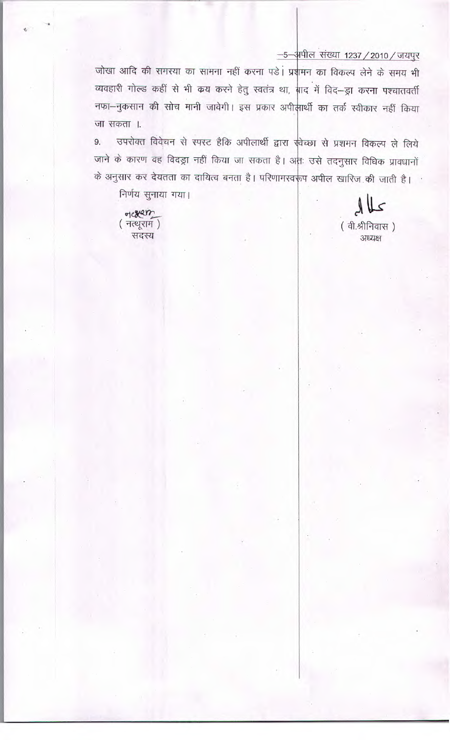जोखा आदि की समस्या का सामना नहीं करना पडे। प्रशमन का विकल्प लेने के समय भी व्यवहारी गोल्ड कहीं से भी क्रय करने हेतु स्वतंत्र था, बाद में विद–ड्रा करना पश्चातवर्ती नफा–नुकसान की सोच मानी जावेगी। इस प्रकार अपीलार्थी का तर्क स्वीकार नहीं किया जा सकता ।.

9. उपरोक्त विवेचन से स्पष्ट हैकि अपीलार्थी द्वारा स्वेच्छा से प्रशमन विकल्प ले लिये जाने के कारण वह विदड्रा नहीं किया जा सकता है। अतः उसे तदनुसार विधिक प्रावधानों के अनुसार कर देयतता का दायित्व बनता है। परिणामस्वरूप अपील खारिज की जाती है।

निर्णय सुनाया गया।

( नत्थूराम )
सदस्य

( वी.श्रीनिवास )
अध्यक्ष